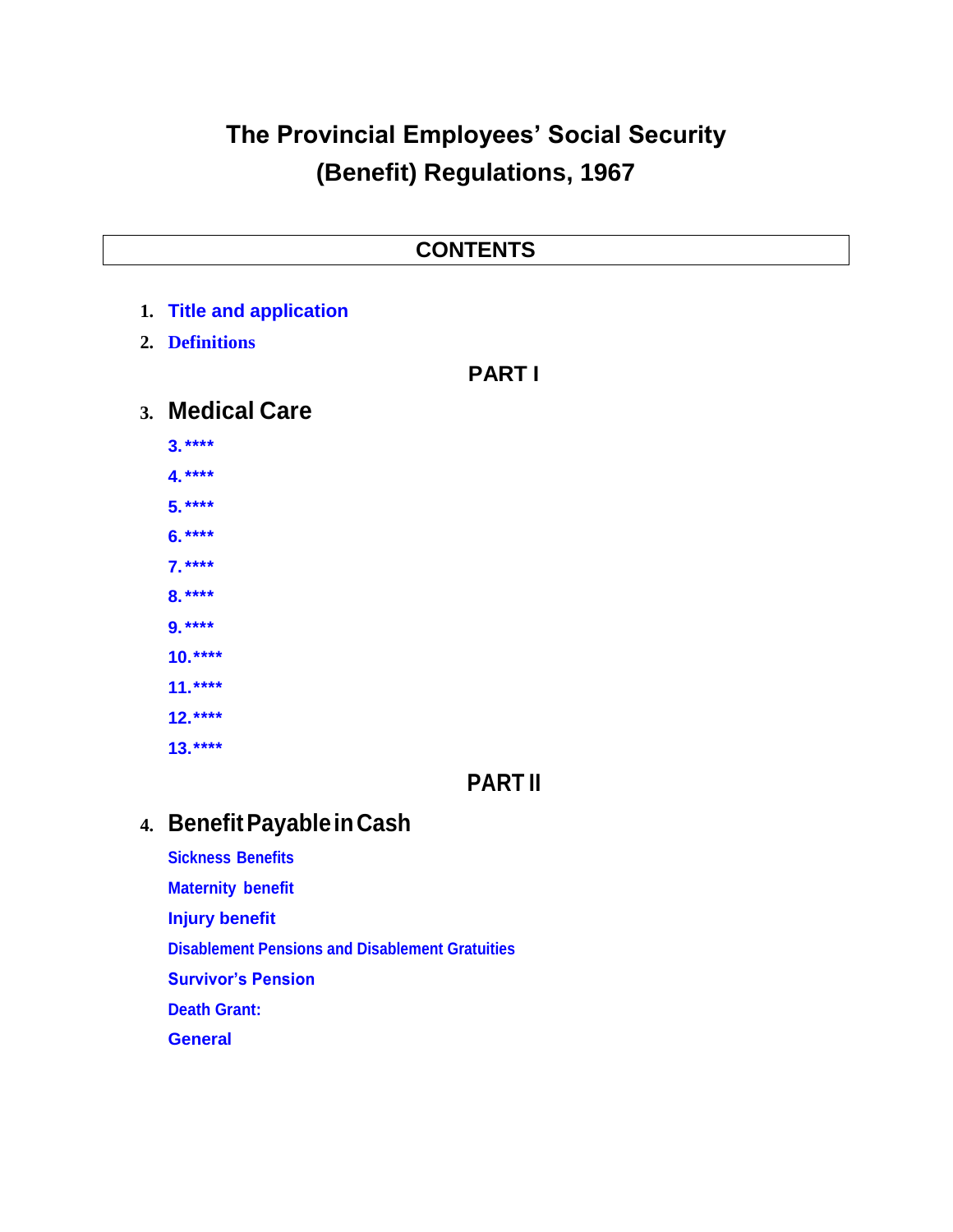# The Provincial Employees' Social Security (Benefit) Regulations, 1967

## CONTENTS

1. Title and application
2. Definitions

## PART I

3. **Medical Care**

   3.****

   4.****

   5.****

   6.****

   7.****

   8.****

   9.****

   10.****

   11.****

   12.****

   13.****

## PART II

4. **Benefit Payable in Cash**

   Sickness Benefits

   Maternity benefit

   Injury benefit

   Disablement Pensions and Disablement Gratuities

   Survivor's Pension

   Death Grant:

   General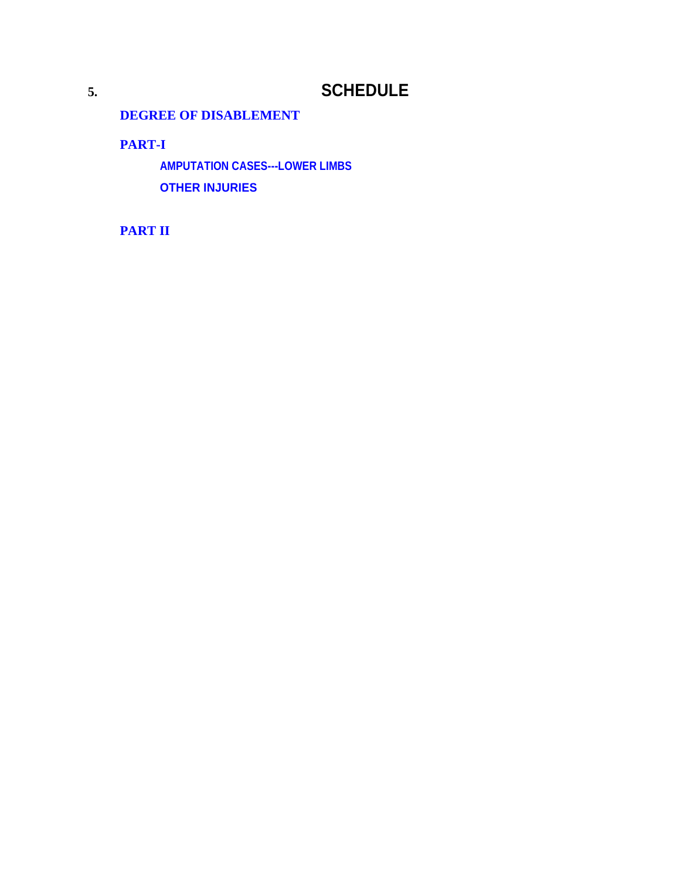5. # SCHEDULE

**DEGREE OF DISABLEMENT**

**PART-I**

**AMPUTATION CASES---LOWER LIMBS**

**OTHER INJURIES**

**PART II**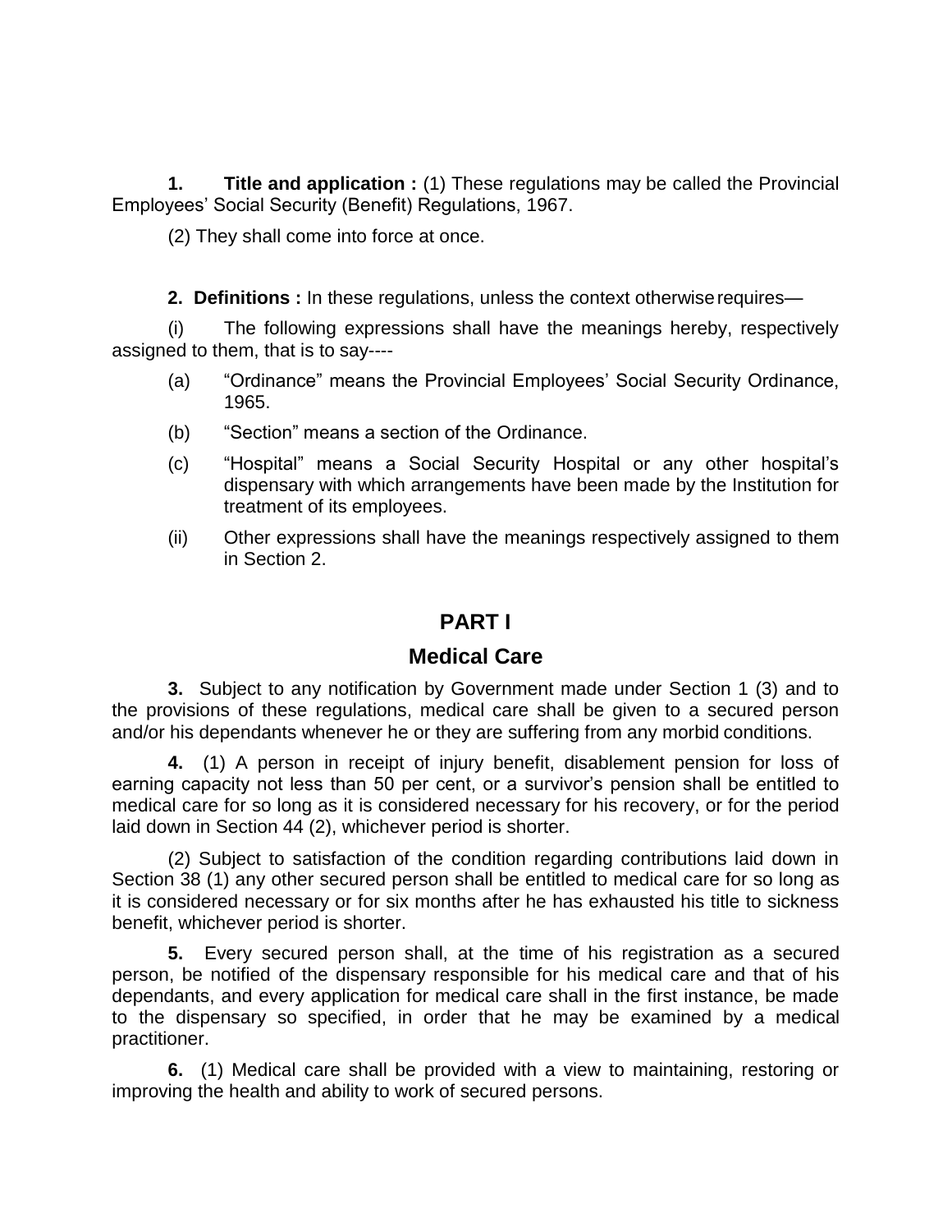**1. Title and application :** (1) These regulations may be called the Provincial Employees' Social Security (Benefit) Regulations, 1967.

(2) They shall come into force at once.

**2. Definitions :** In these regulations, unless the context otherwise requires—

(i) The following expressions shall have the meanings hereby, respectively assigned to them, that is to say----

- (a) "Ordinance" means the Provincial Employees' Social Security Ordinance, 1965.
- (b) "Section" means a section of the Ordinance.
- (c) "Hospital" means a Social Security Hospital or any other hospital's dispensary with which arrangements have been made by the Institution for treatment of its employees.

(ii) Other expressions shall have the meanings respectively assigned to them in Section 2.

## PART I

## Medical Care

**3.** Subject to any notification by Government made under Section 1 (3) and to the provisions of these regulations, medical care shall be given to a secured person and/or his dependants whenever he or they are suffering from any morbid conditions.

**4.** (1) A person in receipt of injury benefit, disablement pension for loss of earning capacity not less than 50 per cent, or a survivor's pension shall be entitled to medical care for so long as it is considered necessary for his recovery, or for the period laid down in Section 44 (2), whichever period is shorter.

(2) Subject to satisfaction of the condition regarding contributions laid down in Section 38 (1) any other secured person shall be entitled to medical care for so long as it is considered necessary or for six months after he has exhausted his title to sickness benefit, whichever period is shorter.

**5.** Every secured person shall, at the time of his registration as a secured person, be notified of the dispensary responsible for his medical care and that of his dependants, and every application for medical care shall in the first instance, be made to the dispensary so specified, in order that he may be examined by a medical practitioner.

**6.** (1) Medical care shall be provided with a view to maintaining, restoring or improving the health and ability to work of secured persons.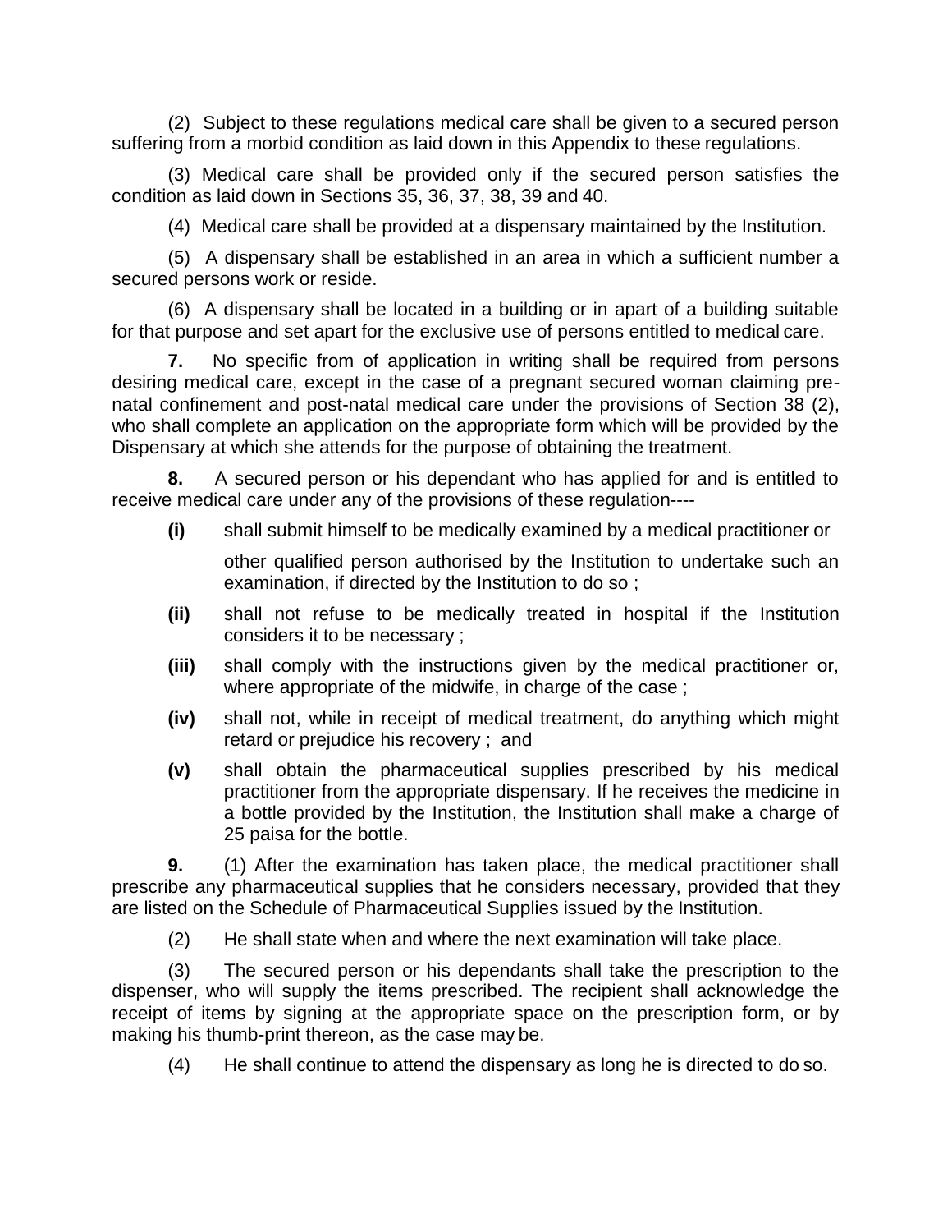(2) Subject to these regulations medical care shall be given to a secured person suffering from a morbid condition as laid down in this Appendix to these regulations.

(3) Medical care shall be provided only if the secured person satisfies the condition as laid down in Sections 35, 36, 37, 38, 39 and 40.

(4) Medical care shall be provided at a dispensary maintained by the Institution.

(5) A dispensary shall be established in an area in which a sufficient number a secured persons work or reside.

(6) A dispensary shall be located in a building or in apart of a building suitable for that purpose and set apart for the exclusive use of persons entitled to medical care.

**7.** No specific from of application in writing shall be required from persons desiring medical care, except in the case of a pregnant secured woman claiming pre-natal confinement and post-natal medical care under the provisions of Section 38 (2), who shall complete an application on the appropriate form which will be provided by the Dispensary at which she attends for the purpose of obtaining the treatment.

**8.** A secured person or his dependant who has applied for and is entitled to receive medical care under any of the provisions of these regulation----

**(i)** shall submit himself to be medically examined by a medical practitioner or other qualified person authorised by the Institution to undertake such an examination, if directed by the Institution to do so ;

**(ii)** shall not refuse to be medically treated in hospital if the Institution considers it to be necessary ;

**(iii)** shall comply with the instructions given by the medical practitioner or, where appropriate of the midwife, in charge of the case ;

**(iv)** shall not, while in receipt of medical treatment, do anything which might retard or prejudice his recovery ; and

**(v)** shall obtain the pharmaceutical supplies prescribed by his medical practitioner from the appropriate dispensary. If he receives the medicine in a bottle provided by the Institution, the Institution shall make a charge of 25 paisa for the bottle.

**9.** (1) After the examination has taken place, the medical practitioner shall prescribe any pharmaceutical supplies that he considers necessary, provided that they are listed on the Schedule of Pharmaceutical Supplies issued by the Institution.

(2) He shall state when and where the next examination will take place.

(3) The secured person or his dependants shall take the prescription to the dispenser, who will supply the items prescribed. The recipient shall acknowledge the receipt of items by signing at the appropriate space on the prescription form, or by making his thumb-print thereon, as the case may be.

(4) He shall continue to attend the dispensary as long he is directed to do so.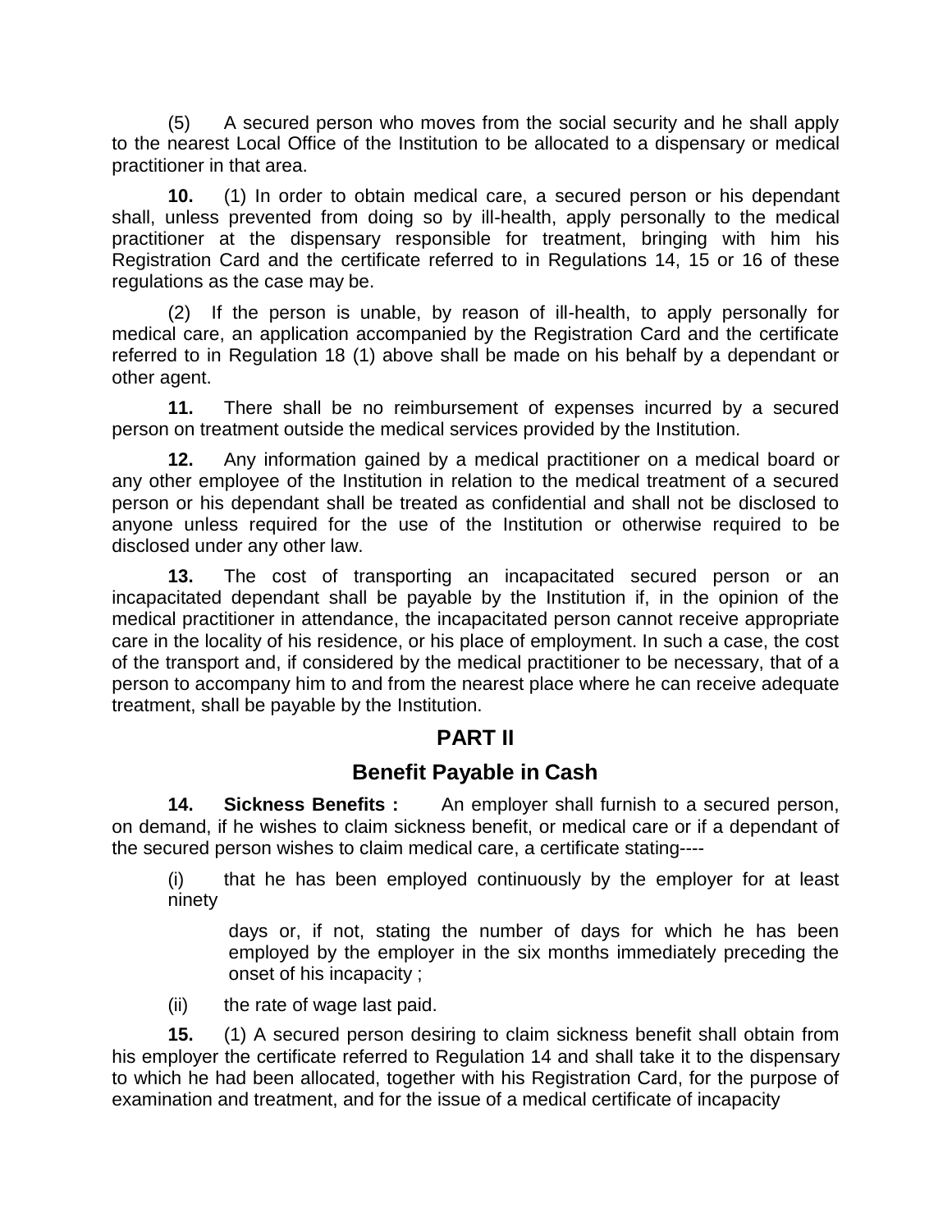(5) A secured person who moves from the social security and he shall apply to the nearest Local Office of the Institution to be allocated to a dispensary or medical practitioner in that area.

**10.** (1) In order to obtain medical care, a secured person or his dependant shall, unless prevented from doing so by ill-health, apply personally to the medical practitioner at the dispensary responsible for treatment, bringing with him his Registration Card and the certificate referred to in Regulations 14, 15 or 16 of these regulations as the case may be.

(2) If the person is unable, by reason of ill-health, to apply personally for medical care, an application accompanied by the Registration Card and the certificate referred to in Regulation 18 (1) above shall be made on his behalf by a dependant or other agent.

**11.** There shall be no reimbursement of expenses incurred by a secured person on treatment outside the medical services provided by the Institution.

**12.** Any information gained by a medical practitioner on a medical board or any other employee of the Institution in relation to the medical treatment of a secured person or his dependant shall be treated as confidential and shall not be disclosed to anyone unless required for the use of the Institution or otherwise required to be disclosed under any other law.

**13.** The cost of transporting an incapacitated secured person or an incapacitated dependant shall be payable by the Institution if, in the opinion of the medical practitioner in attendance, the incapacitated person cannot receive appropriate care in the locality of his residence, or his place of employment. In such a case, the cost of the transport and, if considered by the medical practitioner to be necessary, that of a person to accompany him to and from the nearest place where he can receive adequate treatment, shall be payable by the Institution.

## PART II

## Benefit Payable in Cash

**14. Sickness Benefits :** An employer shall furnish to a secured person, on demand, if he wishes to claim sickness benefit, or medical care or if a dependant of the secured person wishes to claim medical care, a certificate stating----

(i) that he has been employed continuously by the employer for at least ninety days or, if not, stating the number of days for which he has been employed by the employer in the six months immediately preceding the onset of his incapacity ;

(ii) the rate of wage last paid.

**15.** (1) A secured person desiring to claim sickness benefit shall obtain from his employer the certificate referred to Regulation 14 and shall take it to the dispensary to which he had been allocated, together with his Registration Card, for the purpose of examination and treatment, and for the issue of a medical certificate of incapacity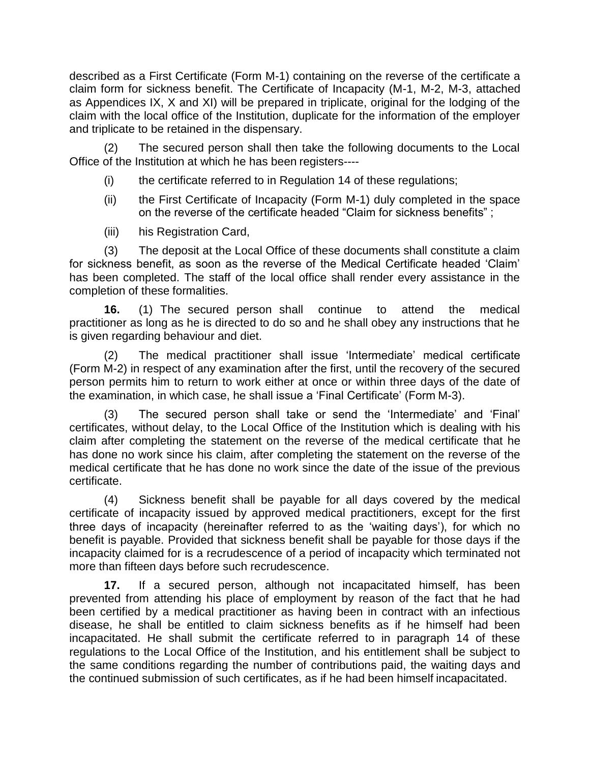described as a First Certificate (Form M-1) containing on the reverse of the certificate a claim form for sickness benefit. The Certificate of Incapacity (M-1, M-2, M-3, attached as Appendices IX, X and XI) will be prepared in triplicate, original for the lodging of the claim with the local office of the Institution, duplicate for the information of the employer and triplicate to be retained in the dispensary.

(2) The secured person shall then take the following documents to the Local Office of the Institution at which he has been registers----

(i) the certificate referred to in Regulation 14 of these regulations;

(ii) the First Certificate of Incapacity (Form M-1) duly completed in the space on the reverse of the certificate headed "Claim for sickness benefits" ;

(iii) his Registration Card,

(3) The deposit at the Local Office of these documents shall constitute a claim for sickness benefit, as soon as the reverse of the Medical Certificate headed 'Claim' has been completed. The staff of the local office shall render every assistance in the completion of these formalities.

**16.** (1) The secured person shall continue to attend the medical practitioner as long as he is directed to do so and he shall obey any instructions that he is given regarding behaviour and diet.

(2) The medical practitioner shall issue 'Intermediate' medical certificate (Form M-2) in respect of any examination after the first, until the recovery of the secured person permits him to return to work either at once or within three days of the date of the examination, in which case, he shall issue a 'Final Certificate' (Form M-3).

(3) The secured person shall take or send the 'Intermediate' and 'Final' certificates, without delay, to the Local Office of the Institution which is dealing with his claim after completing the statement on the reverse of the medical certificate that he has done no work since his claim, after completing the statement on the reverse of the medical certificate that he has done no work since the date of the issue of the previous certificate.

(4) Sickness benefit shall be payable for all days covered by the medical certificate of incapacity issued by approved medical practitioners, except for the first three days of incapacity (hereinafter referred to as the 'waiting days'), for which no benefit is payable. Provided that sickness benefit shall be payable for those days if the incapacity claimed for is a recrudescence of a period of incapacity which terminated not more than fifteen days before such recrudescence.

**17.** If a secured person, although not incapacitated himself, has been prevented from attending his place of employment by reason of the fact that he had been certified by a medical practitioner as having been in contract with an infectious disease, he shall be entitled to claim sickness benefits as if he himself had been incapacitated. He shall submit the certificate referred to in paragraph 14 of these regulations to the Local Office of the Institution, and his entitlement shall be subject to the same conditions regarding the number of contributions paid, the waiting days and the continued submission of such certificates, as if he had been himself incapacitated.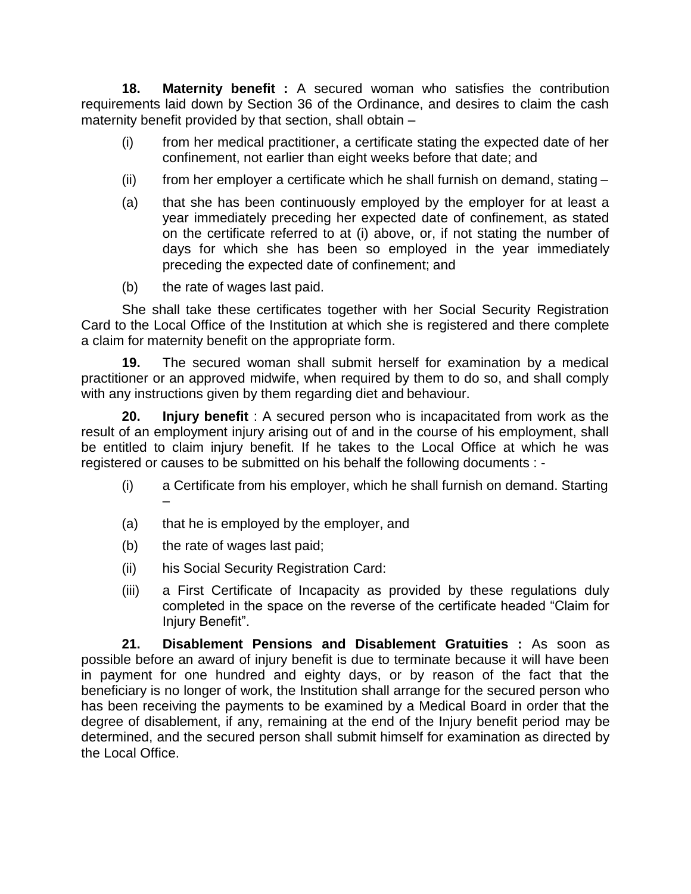**18. Maternity benefit :** A secured woman who satisfies the contribution requirements laid down by Section 36 of the Ordinance, and desires to claim the cash maternity benefit provided by that section, shall obtain –

(i) from her medical practitioner, a certificate stating the expected date of her confinement, not earlier than eight weeks before that date; and

(ii) from her employer a certificate which he shall furnish on demand, stating –

(a) that she has been continuously employed by the employer for at least a year immediately preceding her expected date of confinement, as stated on the certificate referred to at (i) above, or, if not stating the number of days for which she has been so employed in the year immediately preceding the expected date of confinement; and

(b) the rate of wages last paid.

She shall take these certificates together with her Social Security Registration Card to the Local Office of the Institution at which she is registered and there complete a claim for maternity benefit on the appropriate form.

**19.** The secured woman shall submit herself for examination by a medical practitioner or an approved midwife, when required by them to do so, and shall comply with any instructions given by them regarding diet and behaviour.

**20. Injury benefit** : A secured person who is incapacitated from work as the result of an employment injury arising out of and in the course of his employment, shall be entitled to claim injury benefit. If he takes to the Local Office at which he was registered or causes to be submitted on his behalf the following documents : -

(i) a Certificate from his employer, which he shall furnish on demand. Starting –

(a) that he is employed by the employer, and

(b) the rate of wages last paid;

(ii) his Social Security Registration Card:

(iii) a First Certificate of Incapacity as provided by these regulations duly completed in the space on the reverse of the certificate headed "Claim for Injury Benefit".

**21. Disablement Pensions and Disablement Gratuities :** As soon as possible before an award of injury benefit is due to terminate because it will have been in payment for one hundred and eighty days, or by reason of the fact that the beneficiary is no longer of work, the Institution shall arrange for the secured person who has been receiving the payments to be examined by a Medical Board in order that the degree of disablement, if any, remaining at the end of the Injury benefit period may be determined, and the secured person shall submit himself for examination as directed by the Local Office.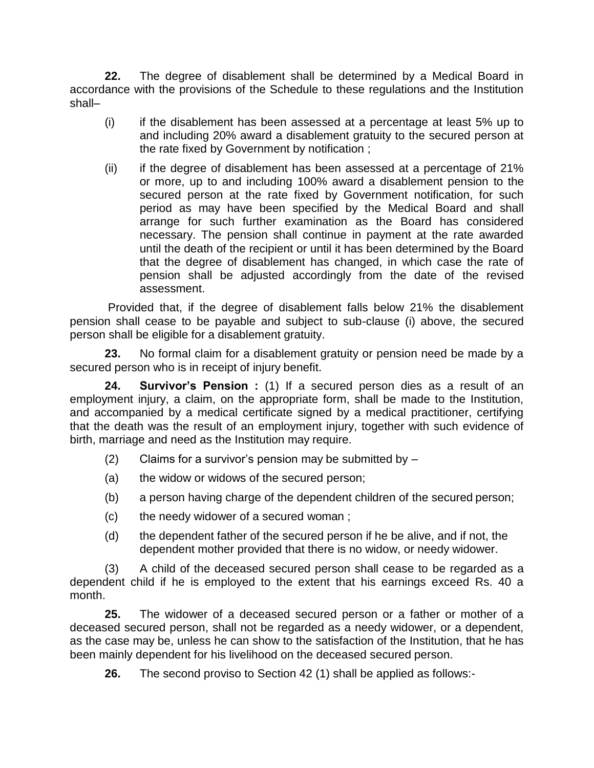**22.** The degree of disablement shall be determined by a Medical Board in accordance with the provisions of the Schedule to these regulations and the Institution shall–

(i) if the disablement has been assessed at a percentage at least 5% up to and including 20% award a disablement gratuity to the secured person at the rate fixed by Government by notification ;

(ii) if the degree of disablement has been assessed at a percentage of 21% or more, up to and including 100% award a disablement pension to the secured person at the rate fixed by Government notification, for such period as may have been specified by the Medical Board and shall arrange for such further examination as the Board has considered necessary. The pension shall continue in payment at the rate awarded until the death of the recipient or until it has been determined by the Board that the degree of disablement has changed, in which case the rate of pension shall be adjusted accordingly from the date of the revised assessment.

Provided that, if the degree of disablement falls below 21% the disablement pension shall cease to be payable and subject to sub-clause (i) above, the secured person shall be eligible for a disablement gratuity.

**23.** No formal claim for a disablement gratuity or pension need be made by a secured person who is in receipt of injury benefit.

**24. Survivor's Pension :** (1) If a secured person dies as a result of an employment injury, a claim, on the appropriate form, shall be made to the Institution, and accompanied by a medical certificate signed by a medical practitioner, certifying that the death was the result of an employment injury, together with such evidence of birth, marriage and need as the Institution may require.

(2) Claims for a survivor's pension may be submitted by –

(a) the widow or widows of the secured person;

(b) a person having charge of the dependent children of the secured person;

(c) the needy widower of a secured woman ;

(d) the dependent father of the secured person if he be alive, and if not, the dependent mother provided that there is no widow, or needy widower.

(3) A child of the deceased secured person shall cease to be regarded as a dependent child if he is employed to the extent that his earnings exceed Rs. 40 a month.

**25.** The widower of a deceased secured person or a father or mother of a deceased secured person, shall not be regarded as a needy widower, or a dependent, as the case may be, unless he can show to the satisfaction of the Institution, that he has been mainly dependent for his livelihood on the deceased secured person.

**26.** The second proviso to Section 42 (1) shall be applied as follows:-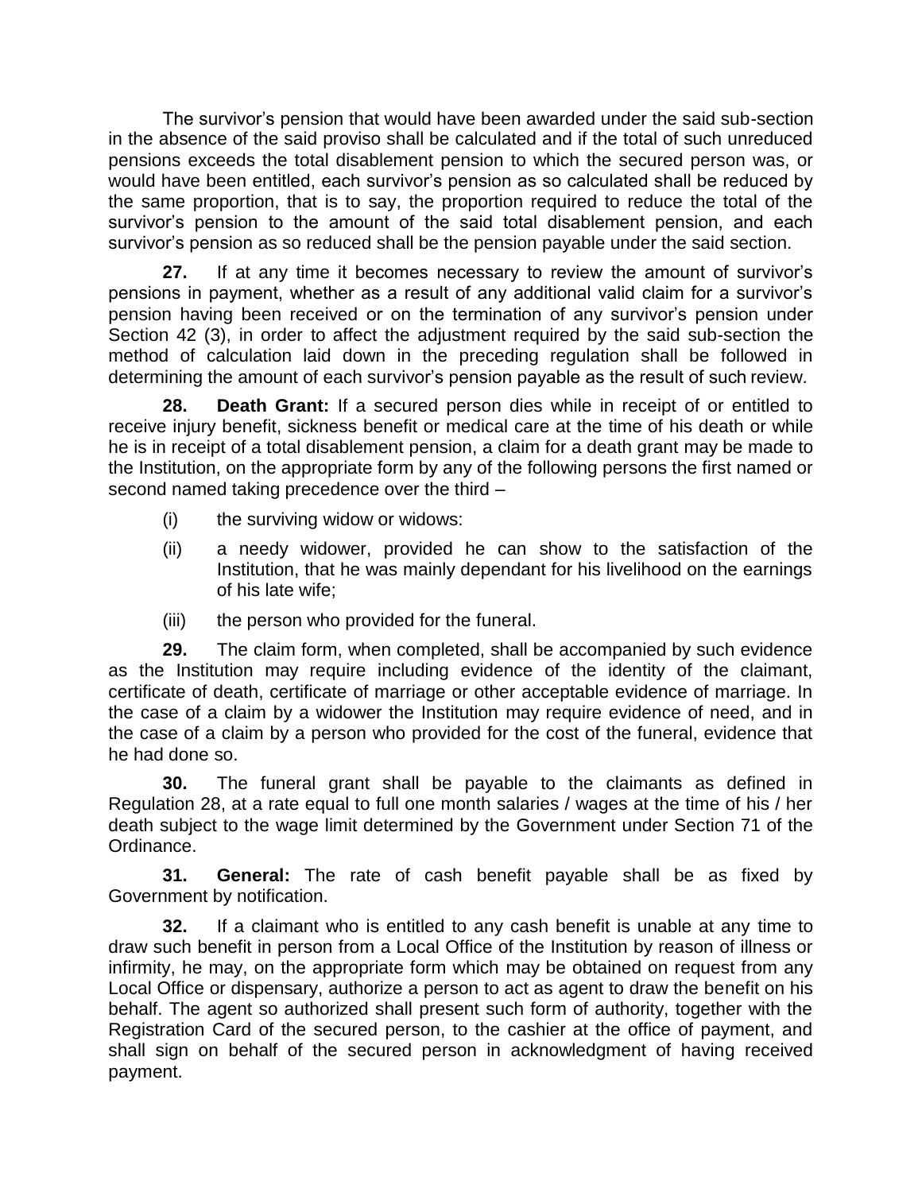The survivor's pension that would have been awarded under the said sub-section in the absence of the said proviso shall be calculated and if the total of such unreduced pensions exceeds the total disablement pension to which the secured person was, or would have been entitled, each survivor's pension as so calculated shall be reduced by the same proportion, that is to say, the proportion required to reduce the total of the survivor's pension to the amount of the said total disablement pension, and each survivor's pension as so reduced shall be the pension payable under the said section.

**27.** If at any time it becomes necessary to review the amount of survivor's pensions in payment, whether as a result of any additional valid claim for a survivor's pension having been received or on the termination of any survivor's pension under Section 42 (3), in order to affect the adjustment required by the said sub-section the method of calculation laid down in the preceding regulation shall be followed in determining the amount of each survivor's pension payable as the result of such review.

**28. Death Grant:** If a secured person dies while in receipt of or entitled to receive injury benefit, sickness benefit or medical care at the time of his death or while he is in receipt of a total disablement pension, a claim for a death grant may be made to the Institution, on the appropriate form by any of the following persons the first named or second named taking precedence over the third –

(i) the surviving widow or widows:

(ii) a needy widower, provided he can show to the satisfaction of the Institution, that he was mainly dependant for his livelihood on the earnings of his late wife;

(iii) the person who provided for the funeral.

**29.** The claim form, when completed, shall be accompanied by such evidence as the Institution may require including evidence of the identity of the claimant, certificate of death, certificate of marriage or other acceptable evidence of marriage. In the case of a claim by a widower the Institution may require evidence of need, and in the case of a claim by a person who provided for the cost of the funeral, evidence that he had done so.

**30.** The funeral grant shall be payable to the claimants as defined in Regulation 28, at a rate equal to full one month salaries / wages at the time of his / her death subject to the wage limit determined by the Government under Section 71 of the Ordinance.

**31. General:** The rate of cash benefit payable shall be as fixed by Government by notification.

**32.** If a claimant who is entitled to any cash benefit is unable at any time to draw such benefit in person from a Local Office of the Institution by reason of illness or infirmity, he may, on the appropriate form which may be obtained on request from any Local Office or dispensary, authorize a person to act as agent to draw the benefit on his behalf. The agent so authorized shall present such form of authority, together with the Registration Card of the secured person, to the cashier at the office of payment, and shall sign on behalf of the secured person in acknowledgment of having received payment.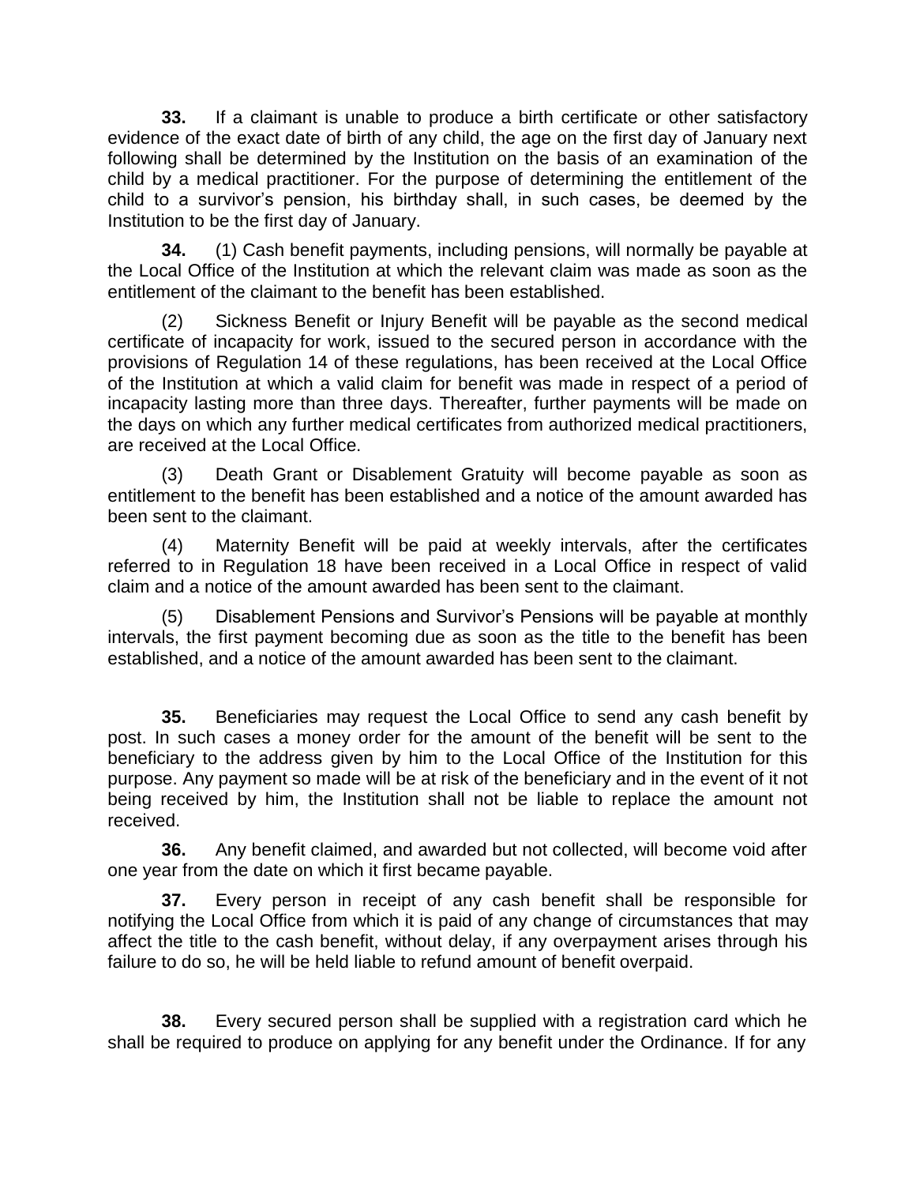**33.** If a claimant is unable to produce a birth certificate or other satisfactory evidence of the exact date of birth of any child, the age on the first day of January next following shall be determined by the Institution on the basis of an examination of the child by a medical practitioner. For the purpose of determining the entitlement of the child to a survivor's pension, his birthday shall, in such cases, be deemed by the Institution to be the first day of January.

**34.** (1) Cash benefit payments, including pensions, will normally be payable at the Local Office of the Institution at which the relevant claim was made as soon as the entitlement of the claimant to the benefit has been established.

(2) Sickness Benefit or Injury Benefit will be payable as the second medical certificate of incapacity for work, issued to the secured person in accordance with the provisions of Regulation 14 of these regulations, has been received at the Local Office of the Institution at which a valid claim for benefit was made in respect of a period of incapacity lasting more than three days. Thereafter, further payments will be made on the days on which any further medical certificates from authorized medical practitioners, are received at the Local Office.

(3) Death Grant or Disablement Gratuity will become payable as soon as entitlement to the benefit has been established and a notice of the amount awarded has been sent to the claimant.

(4) Maternity Benefit will be paid at weekly intervals, after the certificates referred to in Regulation 18 have been received in a Local Office in respect of valid claim and a notice of the amount awarded has been sent to the claimant.

(5) Disablement Pensions and Survivor's Pensions will be payable at monthly intervals, the first payment becoming due as soon as the title to the benefit has been established, and a notice of the amount awarded has been sent to the claimant.

**35.** Beneficiaries may request the Local Office to send any cash benefit by post. In such cases a money order for the amount of the benefit will be sent to the beneficiary to the address given by him to the Local Office of the Institution for this purpose. Any payment so made will be at risk of the beneficiary and in the event of it not being received by him, the Institution shall not be liable to replace the amount not received.

**36.** Any benefit claimed, and awarded but not collected, will become void after one year from the date on which it first became payable.

**37.** Every person in receipt of any cash benefit shall be responsible for notifying the Local Office from which it is paid of any change of circumstances that may affect the title to the cash benefit, without delay, if any overpayment arises through his failure to do so, he will be held liable to refund amount of benefit overpaid.

**38.** Every secured person shall be supplied with a registration card which he shall be required to produce on applying for any benefit under the Ordinance. If for any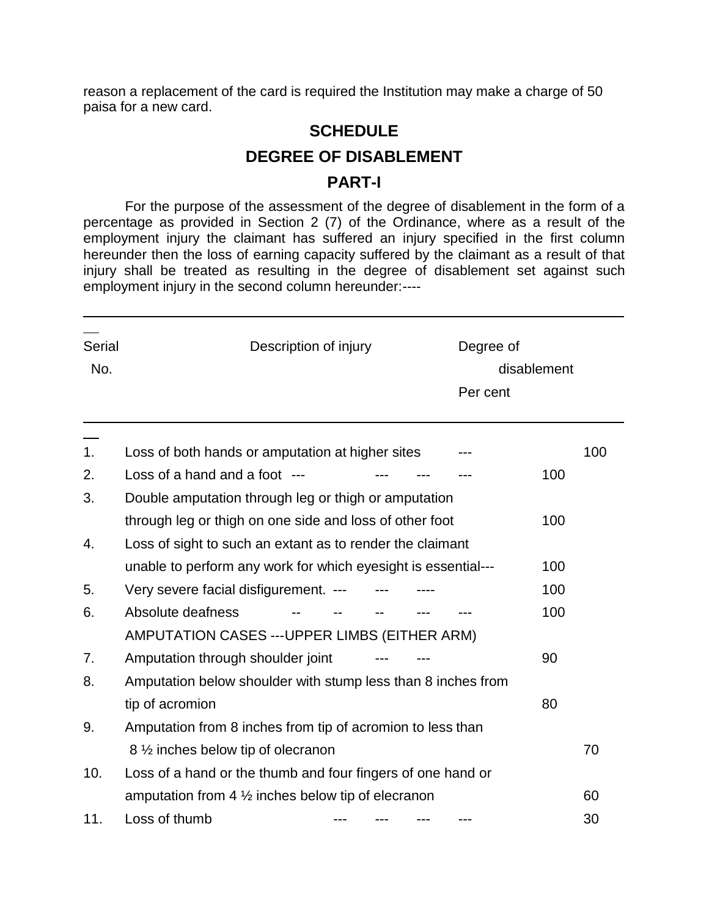reason a replacement of the card is required the Institution may make a charge of 50 paisa for a new card.

## SCHEDULE

## DEGREE OF DISABLEMENT

## PART-I

For the purpose of the assessment of the degree of disablement in the form of a percentage as provided in Section 2 (7) of the Ordinance, where as a result of the employment injury the claimant has suffered an injury specified in the first column hereunder then the loss of earning capacity suffered by the claimant as a result of that injury shall be treated as resulting in the degree of disablement set against such employment injury in the second column hereunder:----

| Serial No. | Description of injury | Degree of disablement Per cent |
|---|---|---|
| 1. | Loss of both hands or amputation at higher sites --- | 100 |
| 2. | Loss of a hand and a foot --- --- --- --- | 100 |
| 3. | Double amputation through leg or thigh or amputation through leg or thigh on one side and loss of other foot | 100 |
| 4. | Loss of sight to such an extant as to render the claimant unable to perform any work for which eyesight is essential--- | 100 |
| 5. | Very severe facial disfigurement. --- --- ---- | 100 |
| 6. | Absolute deafness -- -- -- --- --- | 100 |
| | AMPUTATION CASES ---UPPER LIMBS (EITHER ARM) | |
| 7. | Amputation through shoulder joint --- --- | 90 |
| 8. | Amputation below shoulder with stump less than 8 inches from tip of acromion | 80 |
| 9. | Amputation from 8 inches from tip of acromion to less than 8 ½ inches below tip of olecranon | 70 |
| 10. | Loss of a hand or the thumb and four fingers of one hand or amputation from 4 ½ inches below tip of elecranon | 60 |
| 11. | Loss of thumb --- --- --- --- | 30 |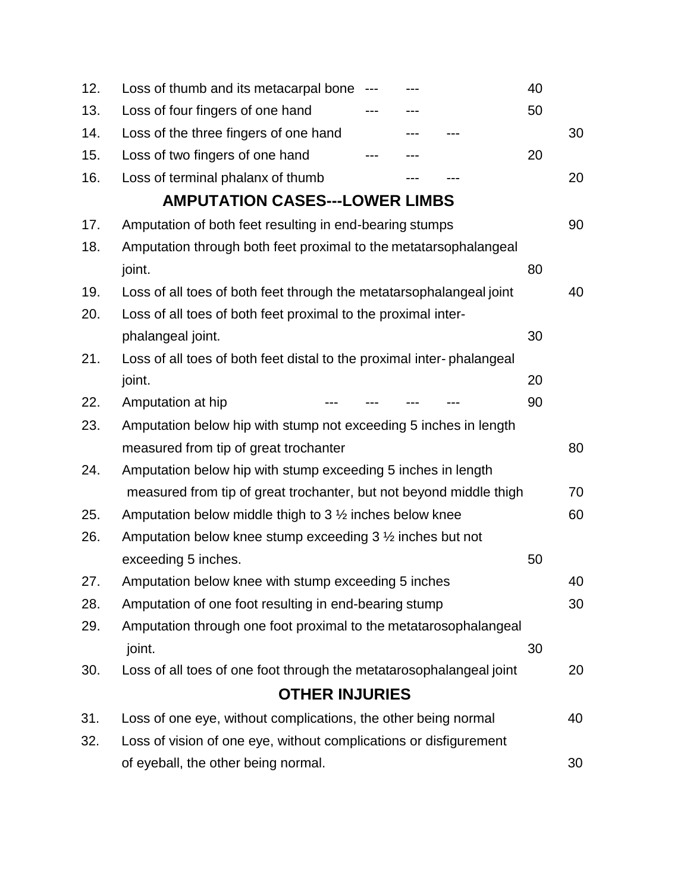| | | | |
|---|---|---|---|
| 12. | Loss of thumb and its metacarpal bone --- --- | 40 | |
| 13. | Loss of four fingers of one hand --- --- | 50 | |
| 14. | Loss of the three fingers of one hand --- --- | | 30 |
| 15. | Loss of two fingers of one hand --- --- | 20 | |
| 16. | Loss of terminal phalanx of thumb --- --- | | 20 |

## AMPUTATION CASES---LOWER LIMBS

| | | | |
|---|---|---|---|
| 17. | Amputation of both feet resulting in end-bearing stumps | | 90 |
| 18. | Amputation through both feet proximal to the metatarsophalangeal joint. | 80 | |
| 19. | Loss of all toes of both feet through the metatarsophalangeal joint | | 40 |
| 20. | Loss of all toes of both feet proximal to the proximal inter-phalangeal joint. | 30 | |
| 21. | Loss of all toes of both feet distal to the proximal inter- phalangeal joint. | 20 | |
| 22. | Amputation at hip --- --- --- --- | 90 | |
| 23. | Amputation below hip with stump not exceeding 5 inches in length measured from tip of great trochanter | | 80 |
| 24. | Amputation below hip with stump exceeding 5 inches in length measured from tip of great trochanter, but not beyond middle thigh | | 70 |
| 25. | Amputation below middle thigh to 3 ½ inches below knee | | 60 |
| 26. | Amputation below knee stump exceeding 3 ½ inches but not exceeding 5 inches. | 50 | |
| 27. | Amputation below knee with stump exceeding 5 inches | | 40 |
| 28. | Amputation of one foot resulting in end-bearing stump | | 30 |
| 29. | Amputation through one foot proximal to the metatarosophalangeal joint. | 30 | |
| 30. | Loss of all toes of one foot through the metatarosophalangeal joint | | 20 |

## OTHER INJURIES

| | | | |
|---|---|---|---|
| 31. | Loss of one eye, without complications, the other being normal | | 40 |
| 32. | Loss of vision of one eye, without complications or disfigurement of eyeball, the other being normal. | | 30 |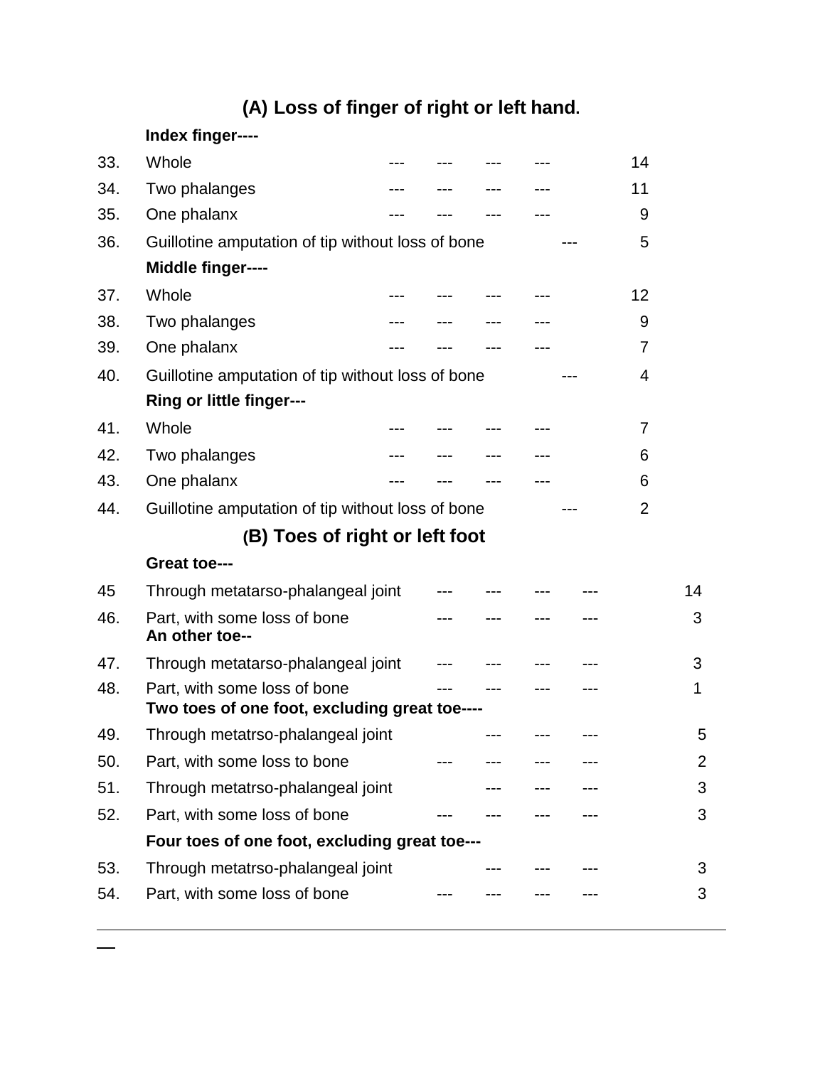## (A) Loss of finger of right or left hand.

**Index finger----**

| | | | | | | | |
|---|---|---|---|---|---|---|---|
| 33. | Whole | --- | --- | --- | --- | | 14 |
| 34. | Two phalanges | --- | --- | --- | --- | | 11 |
| 35. | One phalanx | --- | --- | --- | --- | | 9 |
| 36. | Guillotine amputation of tip without loss of bone | | | | | --- | 5 |
| | **Middle finger----** | | | | | | |
| 37. | Whole | --- | --- | --- | --- | | 12 |
| 38. | Two phalanges | --- | --- | --- | --- | | 9 |
| 39. | One phalanx | --- | --- | --- | --- | | 7 |
| 40. | Guillotine amputation of tip without loss of bone | | | | | --- | 4 |
| | **Ring or little finger---** | | | | | | |
| 41. | Whole | --- | --- | --- | --- | | 7 |
| 42. | Two phalanges | --- | --- | --- | --- | | 6 |
| 43. | One phalanx | --- | --- | --- | --- | | 6 |
| 44. | Guillotine amputation of tip without loss of bone | | | | | --- | 2 |

## (B) Toes of right or left foot

**Great toe---**

| | | | | | | |
|---|---|---|---|---|---|---|
| 45 | Through metatarso-phalangeal joint | --- | --- | --- | --- | 14 |
| 46. | Part, with some loss of bone | --- | --- | --- | --- | 3 |
| | **An other toe--** | | | | | |
| 47. | Through metatarso-phalangeal joint | --- | --- | --- | --- | 3 |
| 48. | Part, with some loss of bone | --- | --- | --- | --- | 1 |
| | **Two toes of one foot, excluding great toe----** | | | | | |
| 49. | Through metatrso-phalangeal joint | | --- | --- | --- | 5 |
| 50. | Part, with some loss to bone | --- | --- | --- | --- | 2 |
| 51. | Through metatrso-phalangeal joint | | --- | --- | --- | 3 |
| 52. | Part, with some loss of bone | --- | --- | --- | --- | 3 |
| | **Four toes of one foot, excluding great toe---** | | | | | |
| 53. | Through metatrso-phalangeal joint | | --- | --- | --- | 3 |
| 54. | Part, with some loss of bone | --- | --- | --- | --- | 3 |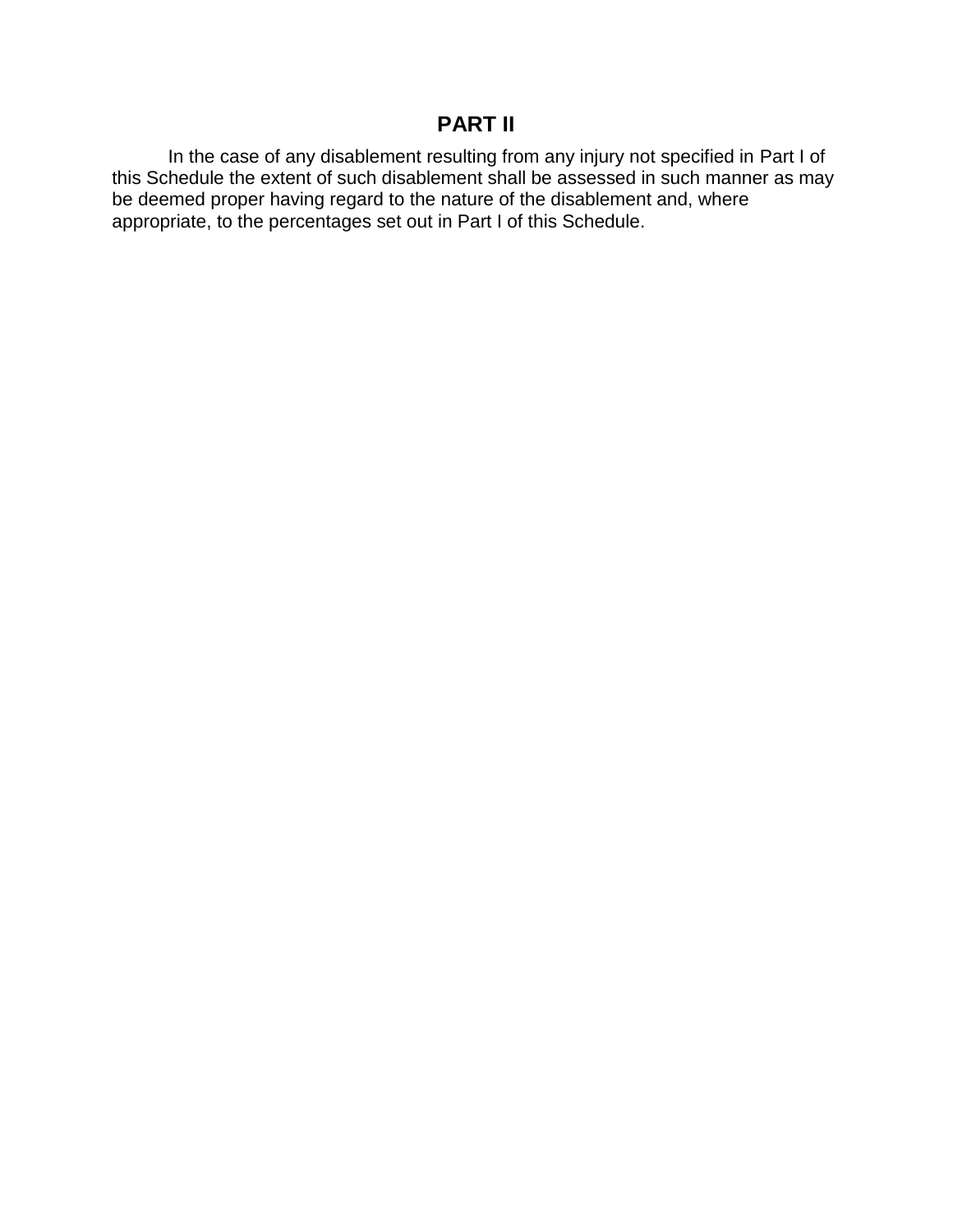## PART II

In the case of any disablement resulting from any injury not specified in Part I of this Schedule the extent of such disablement shall be assessed in such manner as may be deemed proper having regard to the nature of the disablement and, where appropriate, to the percentages set out in Part I of this Schedule.